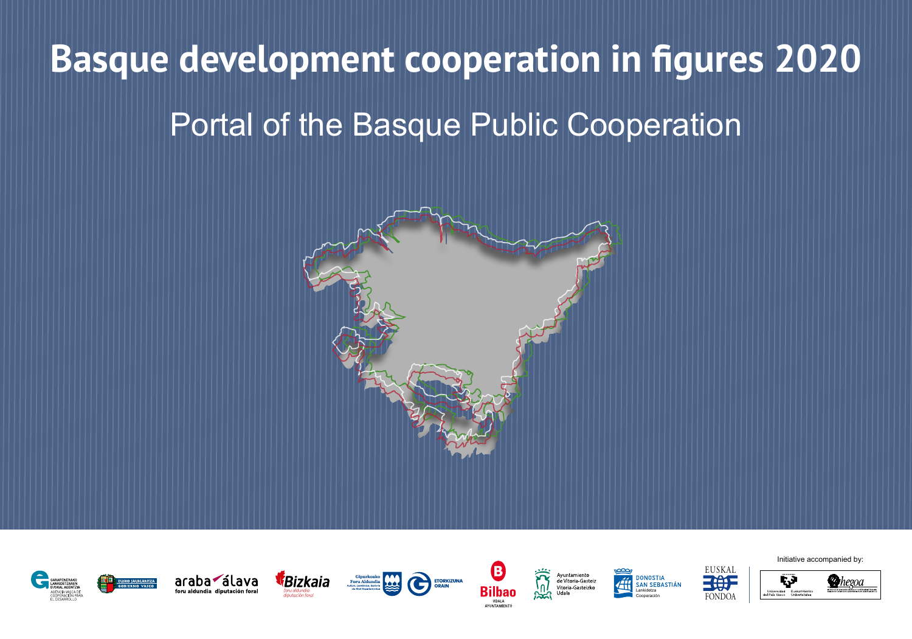# Basque development cooperation in figures 2020

## Portal of the Basque Public Cooperation

Initiative accompanied by: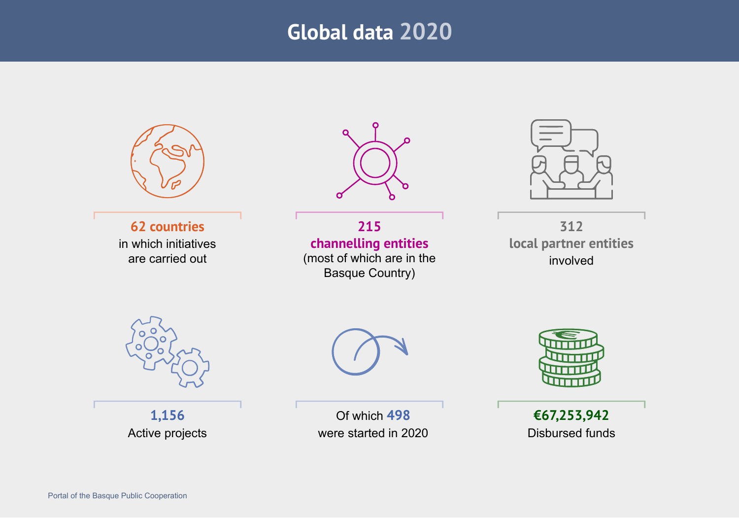# Global data 2020

**62 countries**
in which initiatives
are carried out

**215**
**channelling entities**
(most of which are in the
Basque Country)

**312**
**local partner entities**
involved

**1,156**
Active projects

Of which **498**
were started in 2020

**€67,253,942**
Disbursed funds

Portal of the Basque Public Cooperation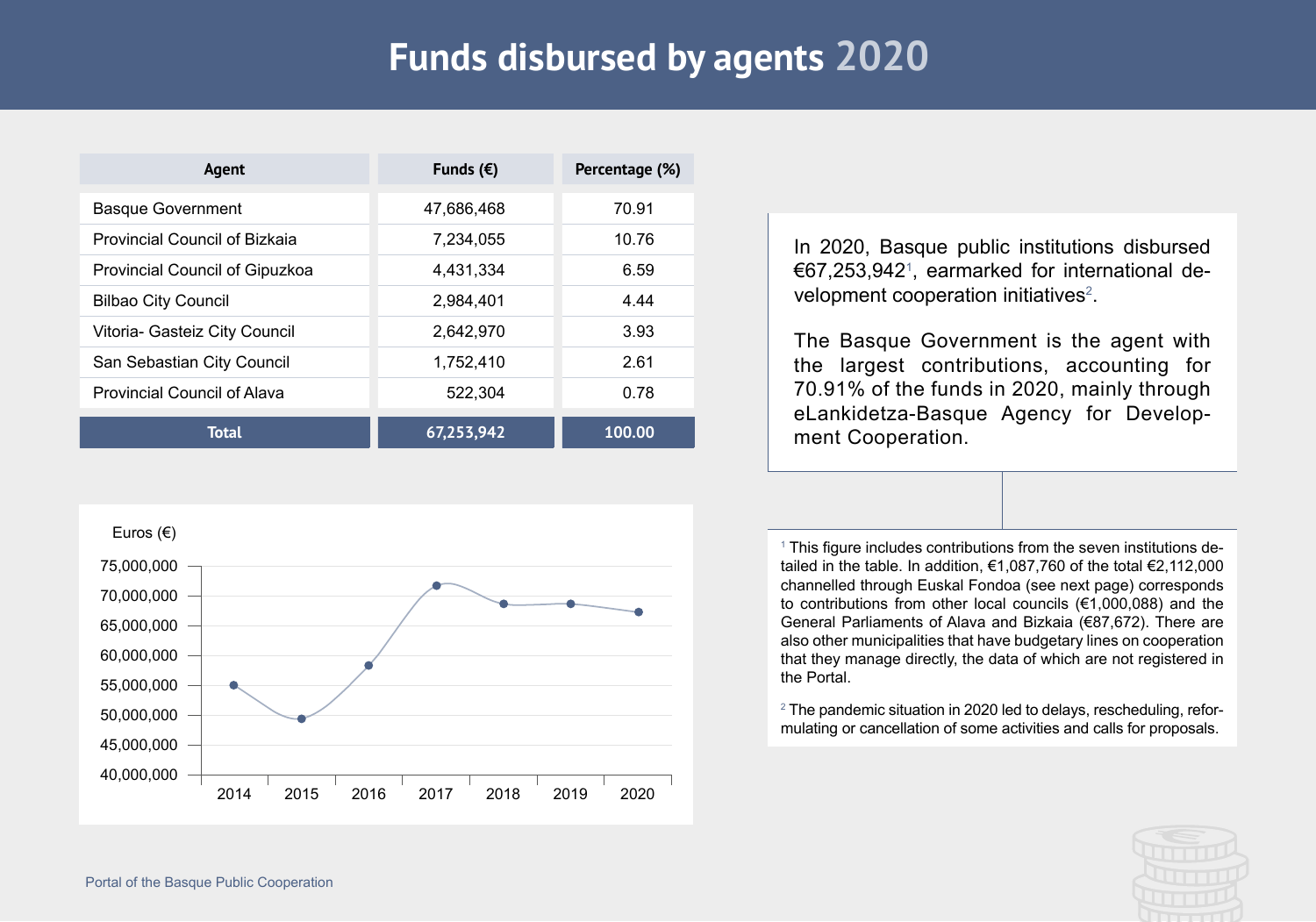# Funds disbursed by agents 2020

| Agent | Funds (€) | Percentage (%) |
|---|---|---|
| Basque Government | 47,686,468 | 70.91 |
| Provincial Council of Bizkaia | 7,234,055 | 10.76 |
| Provincial Council of Gipuzkoa | 4,431,334 | 6.59 |
| Bilbao City Council | 2,984,401 | 4.44 |
| Vitoria- Gasteiz City Council | 2,642,970 | 3.93 |
| San Sebastian City Council | 1,752,410 | 2.61 |
| Provincial Council of Alava | 522,304 | 0.78 |
| **Total** | **67,253,942** | **100.00** |

Euros (€)

| Year | 2014 | 2015 | 2016 | 2017 | 2018 | 2019 | 2020 |
|---|---|---|---|---|---|---|---|

In 2020, Basque public institutions disbursed €67,253,942[1], earmarked for international development cooperation initiatives[2].

The Basque Government is the agent with the largest contributions, accounting for 70.91% of the funds in 2020, mainly through eLankidetza-Basque Agency for Development Cooperation.

[1] This figure includes contributions from the seven institutions detailed in the table. In addition, €1,087,760 of the total €2,112,000 channelled through Euskal Fondoa (see next page) corresponds to contributions from other local councils (€1,000,088) and the General Parliaments of Alava and Bizkaia (€87,672). There are also other municipalities that have budgetary lines on cooperation that they manage directly, the data of which are not registered in the Portal.

[2] The pandemic situation in 2020 led to delays, rescheduling, reformulating or cancellation of some activities and calls for proposals.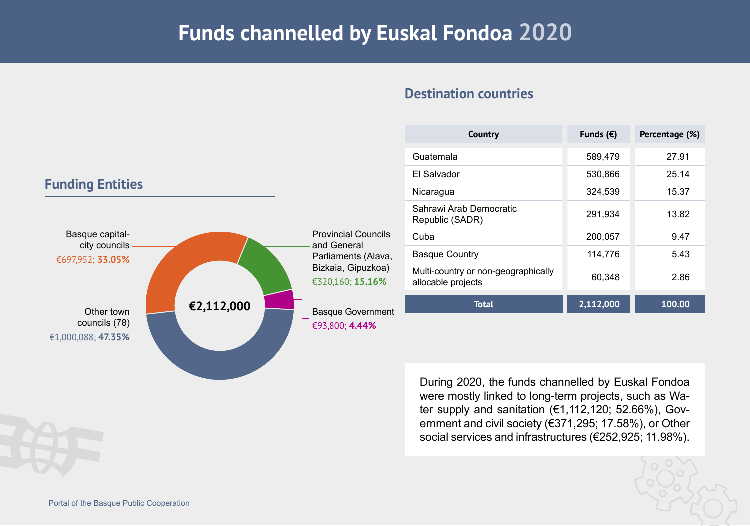# Funds channelled by Euskal Fondoa 2020

## Funding Entities

€2,112,000

- Basque capital-city councils: €697,952; **33.05%**
- Provincial Councils and General Parliaments (Alava, Bizkaia, Gipuzkoa): €320,160; **15.16%**
- Basque Government: €93,800; **4.44%**
- Other town councils (78): €1,000,088; **47.35%**

## Destination countries

| Country | Funds (€) | Percentage (%) |
|---|---|---|
| Guatemala | 589,479 | 27.91 |
| El Salvador | 530,866 | 25.14 |
| Nicaragua | 324,539 | 15.37 |
| Sahrawi Arab Democratic Republic (SADR) | 291,934 | 13.82 |
| Cuba | 200,057 | 9.47 |
| Basque Country | 114,776 | 5.43 |
| Multi-country or non-geographically allocable projects | 60,348 | 2.86 |
| **Total** | **2,112,000** | **100.00** |

During 2020, the funds channelled by Euskal Fondoa were mostly linked to long-term projects, such as Water supply and sanitation (€1,112,120; 52.66%), Government and civil society (€371,295; 17.58%), or Other social services and infrastructures (€252,925; 11.98%).

Portal of the Basque Public Cooperation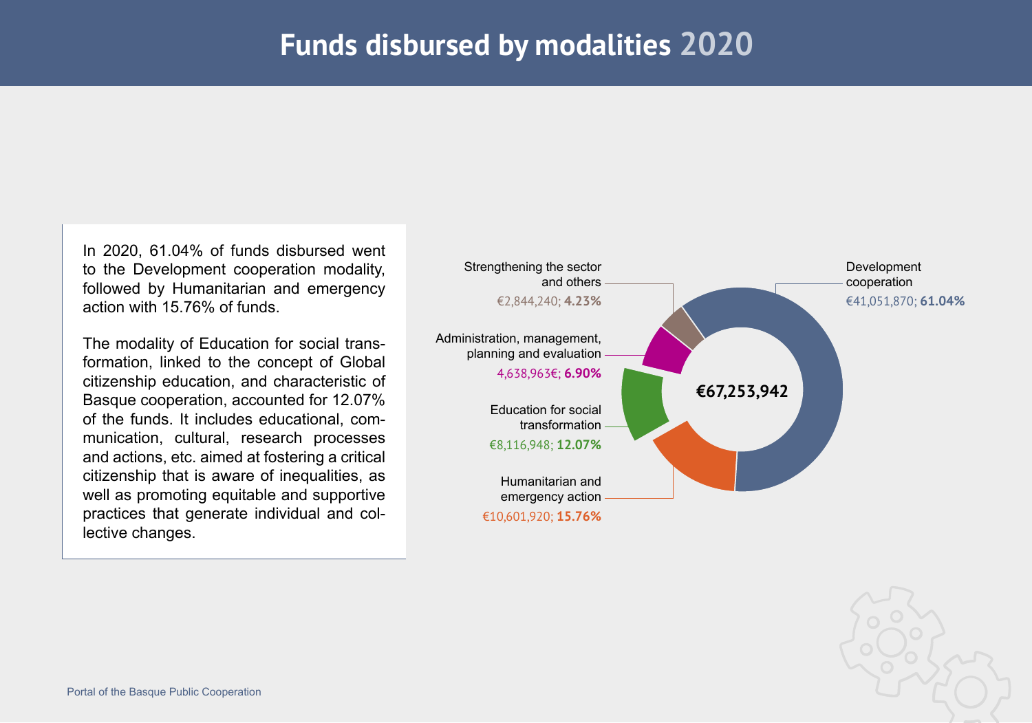# Funds disbursed by modalities 2020

In 2020, 61.04% of funds disbursed went to the Development cooperation modality, followed by Humanitarian and emergency action with 15.76% of funds.

The modality of Education for social transformation, linked to the concept of Global citizenship education, and characteristic of Basque cooperation, accounted for 12.07% of the funds. It includes educational, communication, cultural, research processes and actions, etc. aimed at fostering a critical citizenship that is aware of inequalities, as well as promoting equitable and supportive practices that generate individual and collective changes.

Strengthening the sector and others
€2,844,240; **4.23%**

Administration, management, planning and evaluation
4,638,963€; **6.90%**

Education for social transformation
€8,116,948; **12.07%**

Humanitarian and emergency action
€10,601,920; **15.76%**

Development cooperation
€41,051,870; **61.04%**

**€67,253,942**

Portal of the Basque Public Cooperation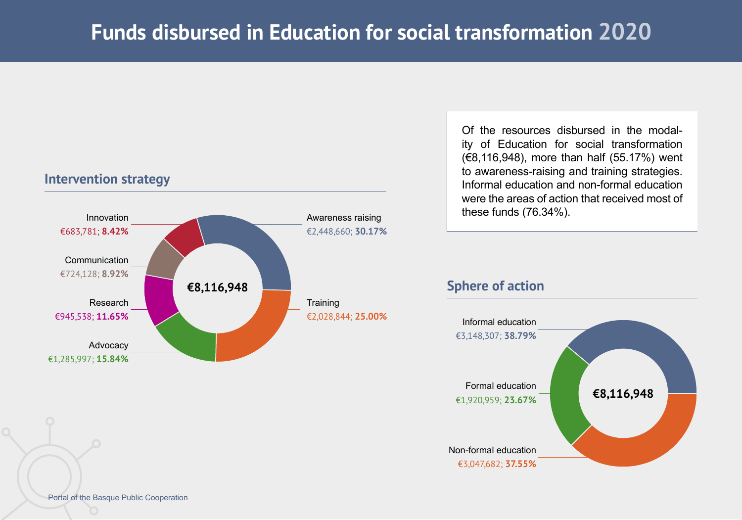# Funds disbursed in Education for social transformation 2020

Of the resources disbursed in the modality of Education for social transformation (€8,116,948), more than half (55.17%) went to awareness-raising and training strategies. Informal education and non-formal education were the areas of action that received most of these funds (76.34%).

## Intervention strategy

Total: €8,116,948

| Strategy | Amount | Percentage |
| --- | --- | --- |
| Awareness raising | €2,448,660 | **30.17%** |
| Training | €2,028,844 | **25.00%** |
| Advocacy | €1,285,997 | **15.84%** |
| Research | €945,538 | **11.65%** |
| Communication | €724,128 | **8.92%** |
| Innovation | €683,781 | **8.42%** |

## Sphere of action

Total: €8,116,948

| Sphere | Amount | Percentage |
| --- | --- | --- |
| Informal education | €3,148,307 | **38.79%** |
| Formal education | €1,920,959 | **23.67%** |
| Non-formal education | €3,047,682 | **37.55%** |

Portal of the Basque Public Cooperation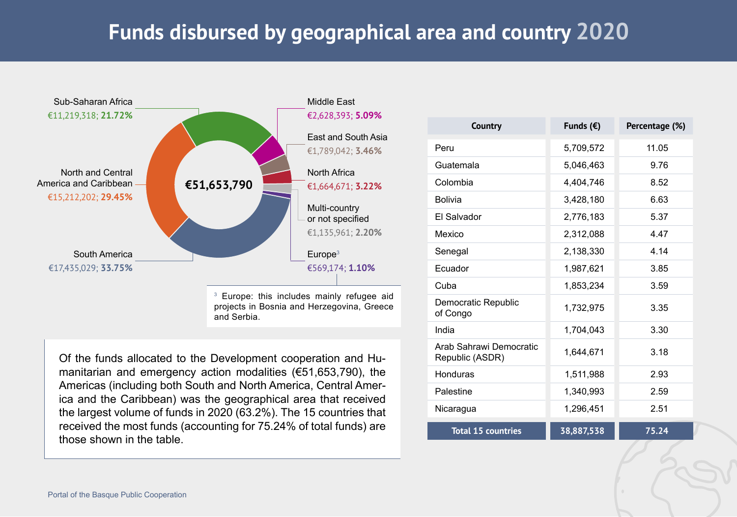# Funds disbursed by geographical area and country 2020

**€51,653,790**

- Sub-Saharan Africa: €11,219,318; **21.72%**
- North and Central America and Caribbean: €15,212,202; **29.45%**
- South America: €17,435,029; **33.75%**
- Middle East: €2,628,393; **5.09%**
- East and South Asia: €1,789,042; **3.46%**
- North Africa: €1,664,671; **3.22%**
- Multi-country or not specified: €1,135,961; **2.20%**
- Europe[3]: €569,174; **1.10%**

[3] Europe: this includes mainly refugee aid projects in Bosnia and Herzegovina, Greece and Serbia.

Of the funds allocated to the Development cooperation and Humanitarian and emergency action modalities (€51,653,790), the Americas (including both South and North America, Central America and the Caribbean) was the geographical area that received the largest volume of funds in 2020 (63.2%). The 15 countries that received the most funds (accounting for 75.24% of total funds) are those shown in the table.

| Country | Funds (€) | Percentage (%) |
|---|---|---|
| Peru | 5,709,572 | 11.05 |
| Guatemala | 5,046,463 | 9.76 |
| Colombia | 4,404,746 | 8.52 |
| Bolivia | 3,428,180 | 6.63 |
| El Salvador | 2,776,183 | 5.37 |
| Mexico | 2,312,088 | 4.47 |
| Senegal | 2,138,330 | 4.14 |
| Ecuador | 1,987,621 | 3.85 |
| Cuba | 1,853,234 | 3.59 |
| Democratic Republic of Congo | 1,732,975 | 3.35 |
| India | 1,704,043 | 3.30 |
| Arab Sahrawi Democratic Republic (ASDR) | 1,644,671 | 3.18 |
| Honduras | 1,511,988 | 2.93 |
| Palestine | 1,340,993 | 2.59 |
| Nicaragua | 1,296,451 | 2.51 |
| **Total 15 countries** | **38,887,538** | **75.24** |

Portal of the Basque Public Cooperation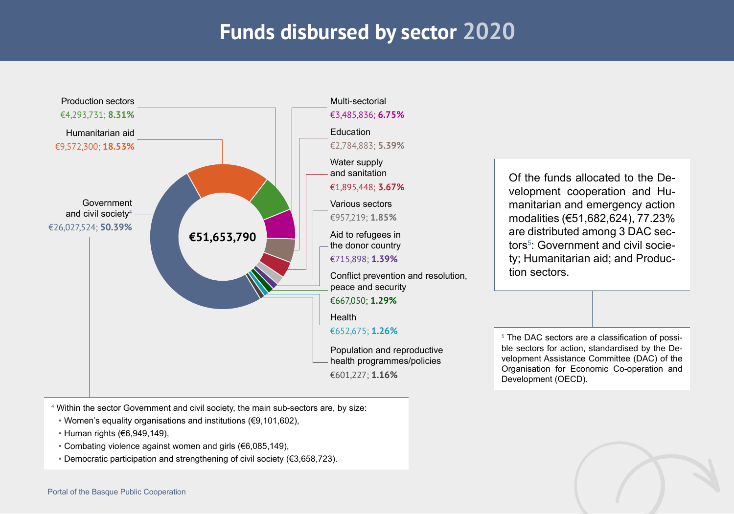# Funds disbursed by sector 2020

**€51,653,790**

| Sector | Amount | Percentage |
|---|---|---|
| Government and civil society[4] | €26,027,524 | **50.39%** |
| Humanitarian aid | €9,572,300 | **18.53%** |
| Production sectors | €4,293,731 | **8.31%** |
| Multi-sectorial | €3,485,836 | **6.75%** |
| Education | €2,784,883 | **5.39%** |
| Water supply and sanitation | €1,895,448 | **3.67%** |
| Various sectors | €957,219 | **1.85%** |
| Aid to refugees in the donor country | €715,898 | **1.39%** |
| Conflict prevention and resolution, peace and security | €667,050 | **1.29%** |
| Health | €652,675 | **1.26%** |
| Population and reproductive health programmes/policies | €601,227 | **1.16%** |

Of the funds allocated to the Development cooperation and Humanitarian and emergency action modalities (€51,682,624), 77.23% are distributed among 3 DAC sectors[5]: Government and civil society; Humanitarian aid; and Production sectors.

[4] Within the sector Government and civil society, the main sub-sectors are, by size:

- Women's equality organisations and institutions (€9,101,602),
- Human rights (€6,949,149),
- Combating violence against women and girls (€6,085,149),
- Democratic participation and strengthening of civil society (€3,658,723).

[5] The DAC sectors are a classification of possible sectors for action, standardised by the Development Assistance Committee (DAC) of the Organisation for Economic Co-operation and Development (OECD).

Portal of the Basque Public Cooperation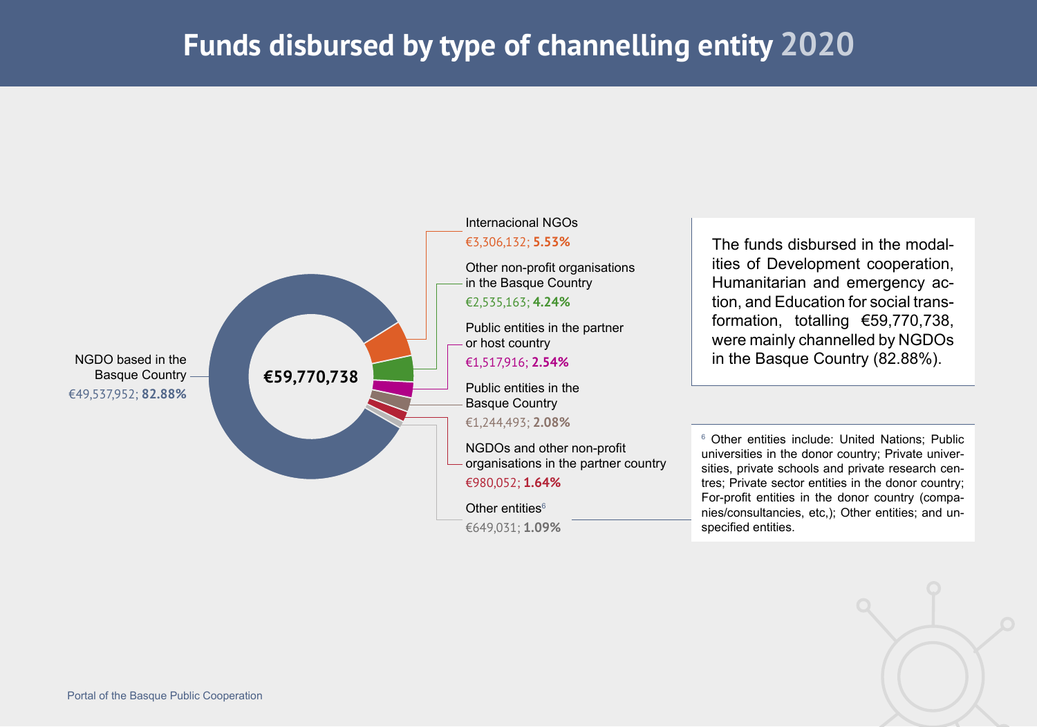# Funds disbursed by type of channelling entity 2020

**€59,770,738**

| Channelling entity | Amount | Percentage |
|---|---|---|
| NGDO based in the Basque Country | €49,537,952 | 82.88% |
| Internacional NGOs | €3,306,132 | 5.53% |
| Other non-profit organisations in the Basque Country | €2,535,163 | 4.24% |
| Public entities in the partner or host country | €1,517,916 | 2.54% |
| Public entities in the Basque Country | €1,244,493 | 2.08% |
| NGDOs and other non-profit organisations in the partner country | €980,052 | 1.64% |
| Other entities[6] | €649,031 | 1.09% |

The funds disbursed in the modalities of Development cooperation, Humanitarian and emergency action, and Education for social transformation, totalling €59,770,738, were mainly channelled by NGDOs in the Basque Country (82.88%).

[6] Other entities include: United Nations; Public universities in the donor country; Private universities, private schools and private research centres; Private sector entities in the donor country; For-profit entities in the donor country (companies/consultancies, etc,); Other entities; and unspecified entities.

Portal of the Basque Public Cooperation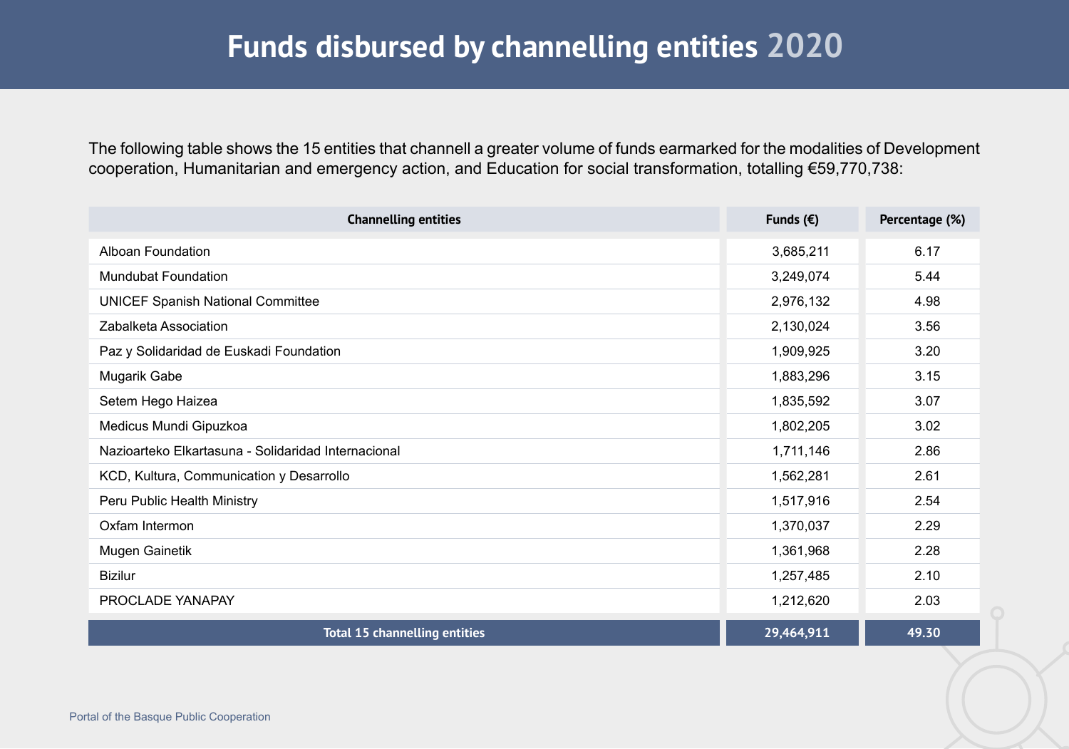# Funds disbursed by channelling entities 2020

The following table shows the 15 entities that channell a greater volume of funds earmarked for the modalities of Development cooperation, Humanitarian and emergency action, and Education for social transformation, totalling €59,770,738:

| Channelling entities | Funds (€) | Percentage (%) |
|---|---|---|
| Alboan Foundation | 3,685,211 | 6.17 |
| Mundubat Foundation | 3,249,074 | 5.44 |
| UNICEF Spanish National Committee | 2,976,132 | 4.98 |
| Zabalketa Association | 2,130,024 | 3.56 |
| Paz y Solidaridad de Euskadi Foundation | 1,909,925 | 3.20 |
| Mugarik Gabe | 1,883,296 | 3.15 |
| Setem Hego Haizea | 1,835,592 | 3.07 |
| Medicus Mundi Gipuzkoa | 1,802,205 | 3.02 |
| Nazioarteko Elkartasuna - Solidaridad Internacional | 1,711,146 | 2.86 |
| KCD, Kultura, Communication y Desarrollo | 1,562,281 | 2.61 |
| Peru Public Health Ministry | 1,517,916 | 2.54 |
| Oxfam Intermon | 1,370,037 | 2.29 |
| Mugen Gainetik | 1,361,968 | 2.28 |
| Bizilur | 1,257,485 | 2.10 |
| PROCLADE YANAPAY | 1,212,620 | 2.03 |
| **Total 15 channelling entities** | **29,464,911** | **49.30** |

Portal of the Basque Public Cooperation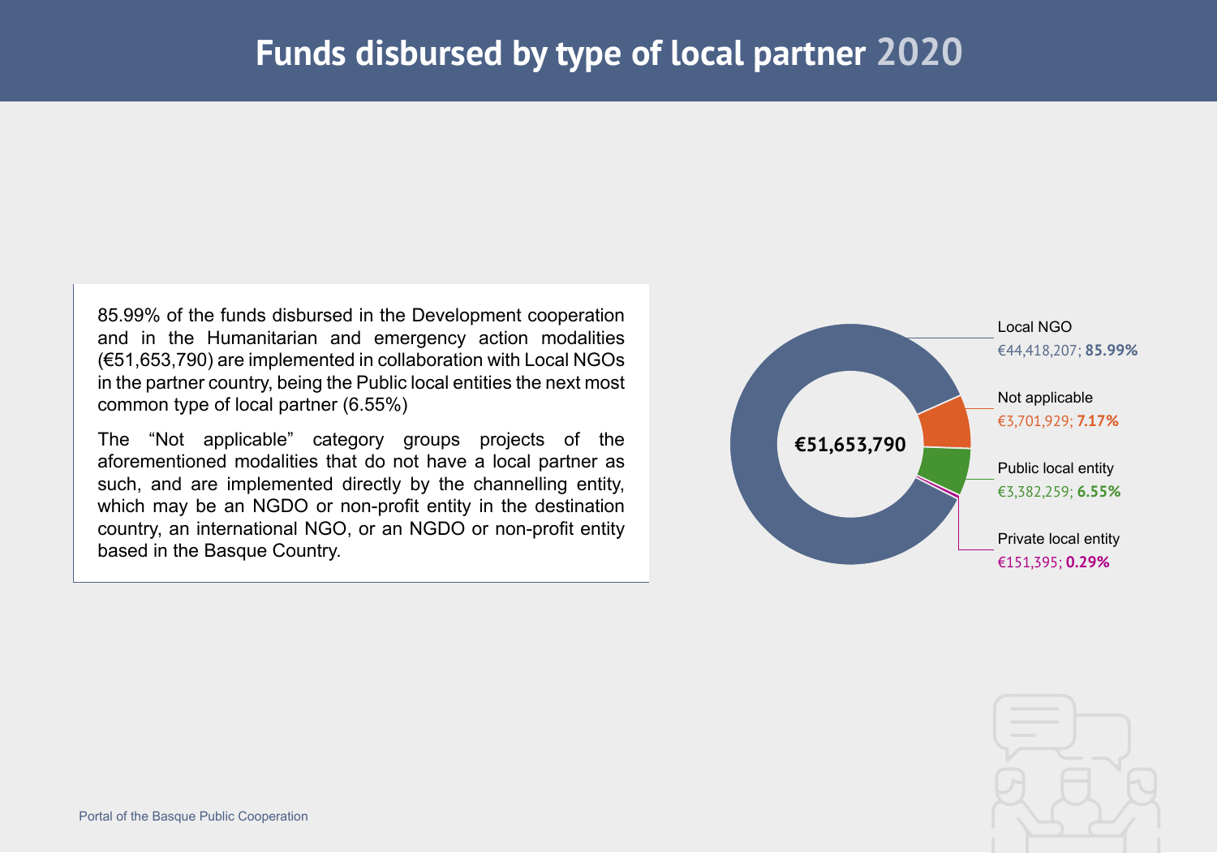# Funds disbursed by type of local partner 2020

85.99% of the funds disbursed in the Development cooperation and in the Humanitarian and emergency action modalities (€51,653,790) are implemented in collaboration with Local NGOs in the partner country, being the Public local entities the next most common type of local partner (6.55%)

The "Not applicable" category groups projects of the aforementioned modalities that do not have a local partner as such, and are implemented directly by the channelling entity, which may be an NGDO or non-profit entity in the destination country, an international NGO, or an NGDO or non-profit entity based in the Basque Country.

€51,653,790

Local NGO
€44,418,207; **85.99%**

Not applicable
€3,701,929; **7.17%**

Public local entity
€3,382,259; **6.55%**

Private local entity
€151,395; **0.29%**

Portal of the Basque Public Cooperation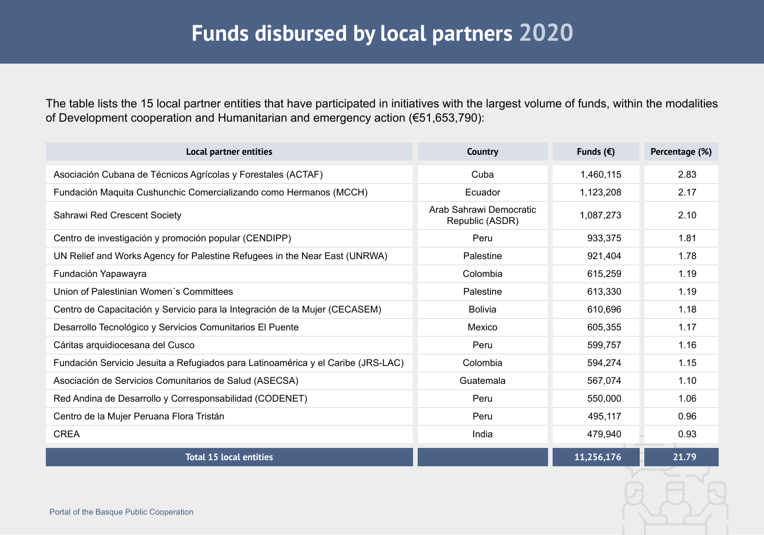# Funds disbursed by local partners 2020

The table lists the 15 local partner entities that have participated in initiatives with the largest volume of funds, within the modalities of Development cooperation and Humanitarian and emergency action (€51,653,790):

| Local partner entities | Country | Funds (€) | Percentage (%) |
|---|---|---|---|
| Asociación Cubana de Técnicos Agrícolas y Forestales (ACTAF) | Cuba | 1,460,115 | 2.83 |
| Fundación Maquita Cushunchic Comercializando como Hermanos (MCCH) | Ecuador | 1,123,208 | 2.17 |
| Sahrawi Red Crescent Society | Arab Sahrawi Democratic Republic (ASDR) | 1,087,273 | 2.10 |
| Centro de investigación y promoción popular (CENDIPP) | Peru | 933,375 | 1.81 |
| UN Relief and Works Agency for Palestine Refugees in the Near East (UNRWA) | Palestine | 921,404 | 1.78 |
| Fundación Yapawayra | Colombia | 615,259 | 1.19 |
| Union of Palestinian Women´s Committees | Palestine | 613,330 | 1.19 |
| Centro de Capacitación y Servicio para la Integración de la Mujer (CECASEM) | Bolivia | 610,696 | 1.18 |
| Desarrollo Tecnológico y Servicios Comunitarios El Puente | Mexico | 605,355 | 1.17 |
| Cáritas arquidiocesana del Cusco | Peru | 599,757 | 1.16 |
| Fundación Servicio Jesuita a Refugiados para Latinoamérica y el Caribe (JRS-LAC) | Colombia | 594,274 | 1.15 |
| Asociación de Servicios Comunitarios de Salud (ASECSA) | Guatemala | 567,074 | 1.10 |
| Red Andina de Desarrollo y Corresponsabilidad (CODENET) | Peru | 550,000 | 1.06 |
| Centro de la Mujer Peruana Flora Tristán | Peru | 495,117 | 0.96 |
| CREA | India | 479,940 | 0.93 |
| **Total 15 local entities** | | **11,256,176** | **21.79** |

Portal of the Basque Public Cooperation